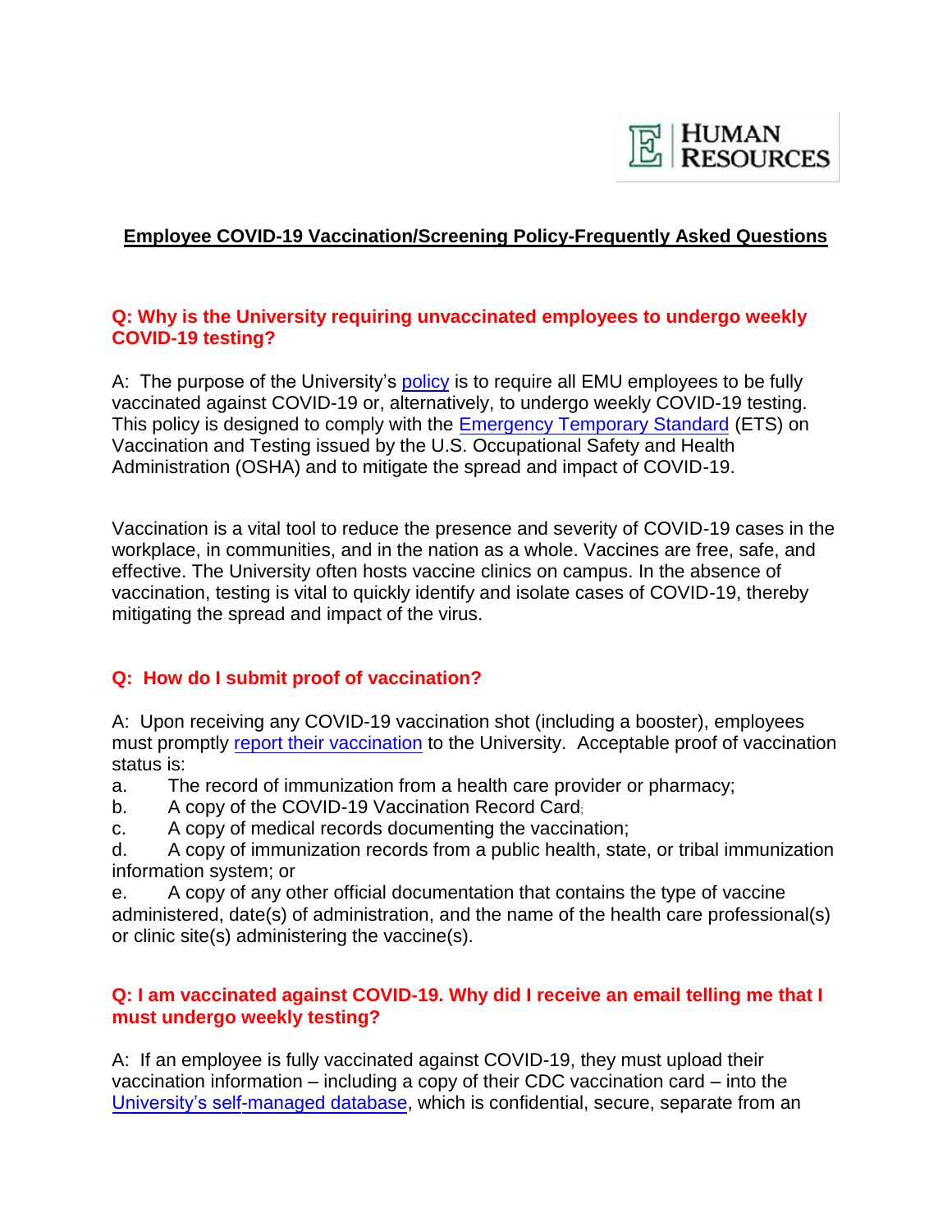HUMAN RESOURCES

## Employee COVID-19 Vaccination/Screening Policy-Frequently Asked Questions

**Q: Why is the University requiring unvaccinated employees to undergo weekly COVID-19 testing?**

A: The purpose of the University's policy is to require all EMU employees to be fully vaccinated against COVID-19 or, alternatively, to undergo weekly COVID-19 testing. This policy is designed to comply with the Emergency Temporary Standard (ETS) on Vaccination and Testing issued by the U.S. Occupational Safety and Health Administration (OSHA) and to mitigate the spread and impact of COVID-19.

Vaccination is a vital tool to reduce the presence and severity of COVID-19 cases in the workplace, in communities, and in the nation as a whole. Vaccines are free, safe, and effective. The University often hosts vaccine clinics on campus. In the absence of vaccination, testing is vital to quickly identify and isolate cases of COVID-19, thereby mitigating the spread and impact of the virus.

**Q: How do I submit proof of vaccination?**

A: Upon receiving any COVID-19 vaccination shot (including a booster), employees must promptly report their vaccination to the University. Acceptable proof of vaccination status is:

a. The record of immunization from a health care provider or pharmacy;
b. A copy of the COVID-19 Vaccination Record Card;
c. A copy of medical records documenting the vaccination;
d. A copy of immunization records from a public health, state, or tribal immunization information system; or
e. A copy of any other official documentation that contains the type of vaccine administered, date(s) of administration, and the name of the health care professional(s) or clinic site(s) administering the vaccine(s).

**Q: I am vaccinated against COVID-19. Why did I receive an email telling me that I must undergo weekly testing?**

A: If an employee is fully vaccinated against COVID-19, they must upload their vaccination information – including a copy of their CDC vaccination card – into the University's self-managed database, which is confidential, secure, separate from an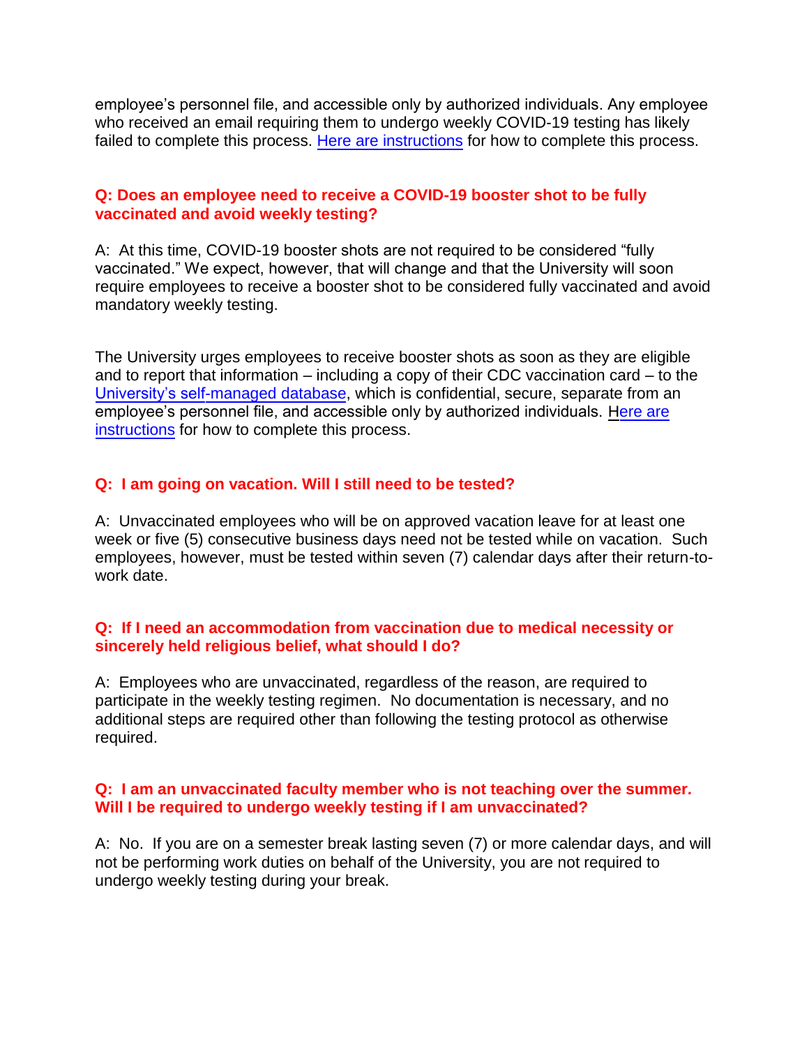employee's personnel file, and accessible only by authorized individuals. Any employee who received an email requiring them to undergo weekly COVID-19 testing has likely failed to complete this process. [Here are instructions] for how to complete this process.

**Q: Does an employee need to receive a COVID-19 booster shot to be fully vaccinated and avoid weekly testing?**

A: At this time, COVID-19 booster shots are not required to be considered "fully vaccinated." We expect, however, that will change and that the University will soon require employees to receive a booster shot to be considered fully vaccinated and avoid mandatory weekly testing.

The University urges employees to receive booster shots as soon as they are eligible and to report that information – including a copy of their CDC vaccination card – to the [University's self-managed database], which is confidential, secure, separate from an employee's personnel file, and accessible only by authorized individuals. [Here are instructions] for how to complete this process.

**Q: I am going on vacation. Will I still need to be tested?**

A: Unvaccinated employees who will be on approved vacation leave for at least one week or five (5) consecutive business days need not be tested while on vacation. Such employees, however, must be tested within seven (7) calendar days after their return-to-work date.

**Q: If I need an accommodation from vaccination due to medical necessity or sincerely held religious belief, what should I do?**

A: Employees who are unvaccinated, regardless of the reason, are required to participate in the weekly testing regimen. No documentation is necessary, and no additional steps are required other than following the testing protocol as otherwise required.

**Q: I am an unvaccinated faculty member who is not teaching over the summer. Will I be required to undergo weekly testing if I am unvaccinated?**

A: No. If you are on a semester break lasting seven (7) or more calendar days, and will not be performing work duties on behalf of the University, you are not required to undergo weekly testing during your break.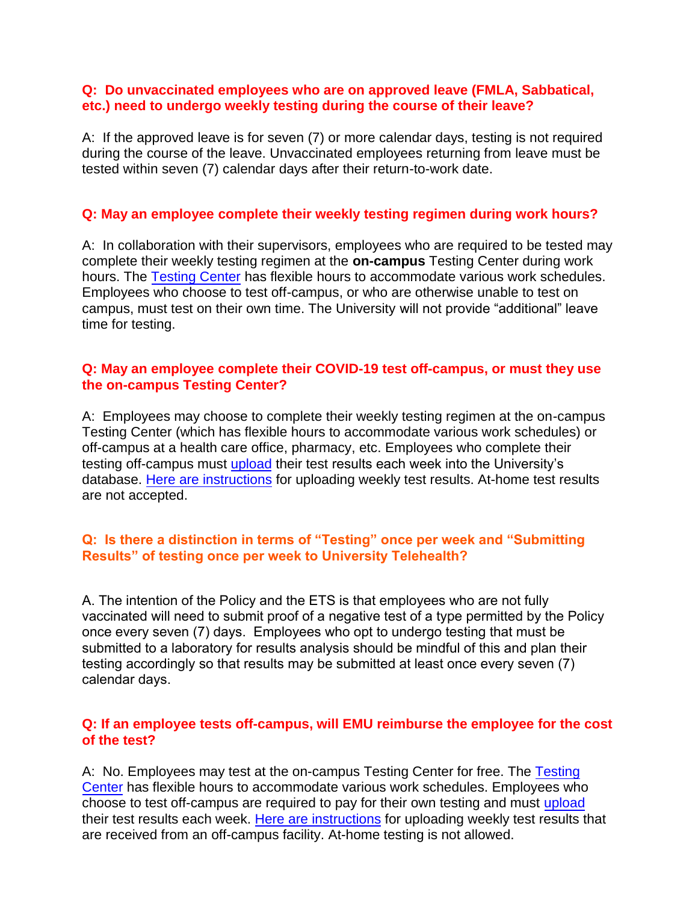**Q: Do unvaccinated employees who are on approved leave (FMLA, Sabbatical, etc.) need to undergo weekly testing during the course of their leave?**

A: If the approved leave is for seven (7) or more calendar days, testing is not required during the course of the leave. Unvaccinated employees returning from leave must be tested within seven (7) calendar days after their return-to-work date.

**Q: May an employee complete their weekly testing regimen during work hours?**

A: In collaboration with their supervisors, employees who are required to be tested may complete their weekly testing regimen at the **on-campus** Testing Center during work hours. The Testing Center has flexible hours to accommodate various work schedules. Employees who choose to test off-campus, or who are otherwise unable to test on campus, must test on their own time. The University will not provide "additional" leave time for testing.

**Q: May an employee complete their COVID-19 test off-campus, or must they use the on-campus Testing Center?**

A: Employees may choose to complete their weekly testing regimen at the on-campus Testing Center (which has flexible hours to accommodate various work schedules) or off-campus at a health care office, pharmacy, etc. Employees who complete their testing off-campus must upload their test results each week into the University's database. Here are instructions for uploading weekly test results. At-home test results are not accepted.

**Q: Is there a distinction in terms of "Testing" once per week and "Submitting Results" of testing once per week to University Telehealth?**

A. The intention of the Policy and the ETS is that employees who are not fully vaccinated will need to submit proof of a negative test of a type permitted by the Policy once every seven (7) days. Employees who opt to undergo testing that must be submitted to a laboratory for results analysis should be mindful of this and plan their testing accordingly so that results may be submitted at least once every seven (7) calendar days.

**Q: If an employee tests off-campus, will EMU reimburse the employee for the cost of the test?**

A: No. Employees may test at the on-campus Testing Center for free. The Testing Center has flexible hours to accommodate various work schedules. Employees who choose to test off-campus are required to pay for their own testing and must upload their test results each week. Here are instructions for uploading weekly test results that are received from an off-campus facility. At-home testing is not allowed.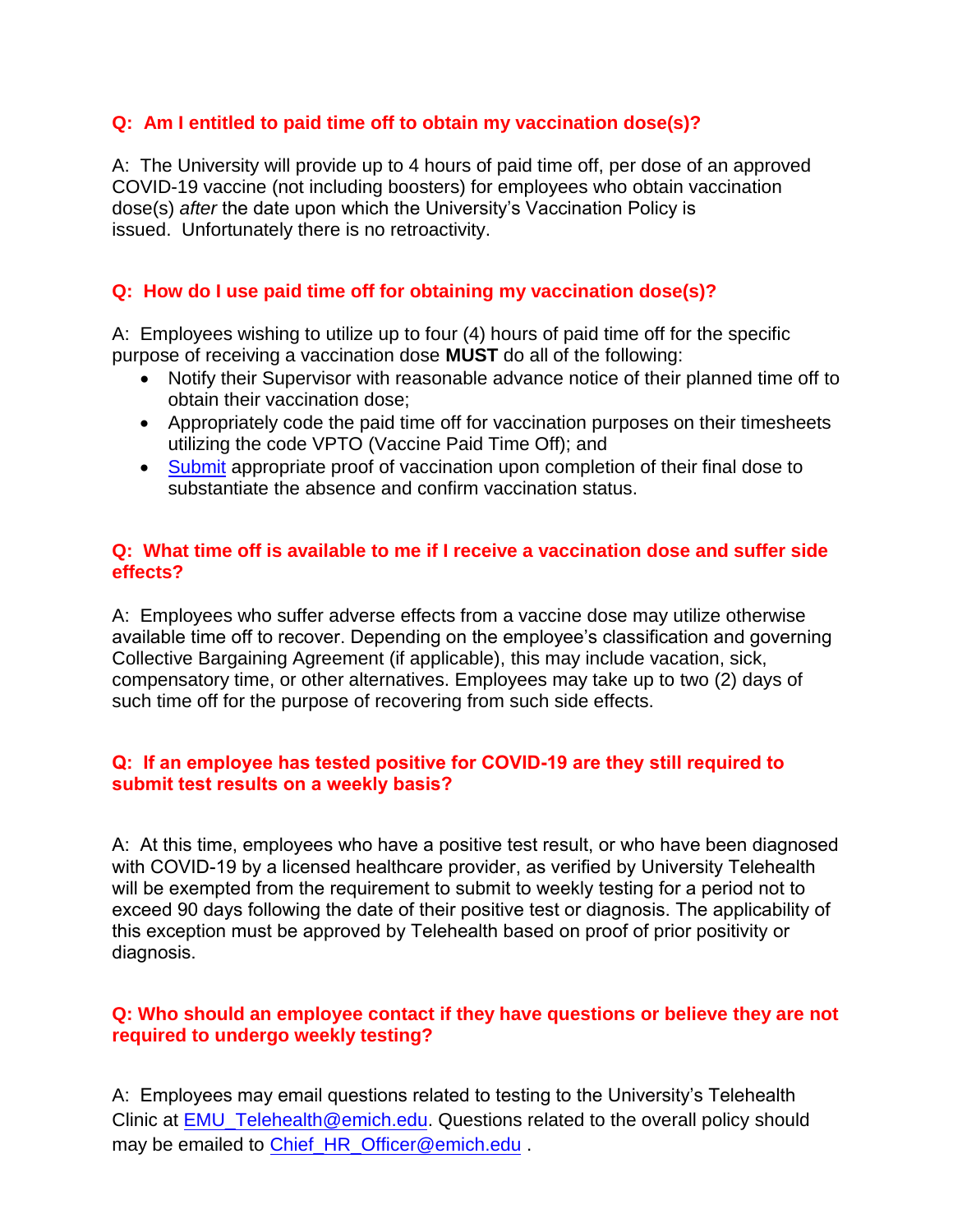**Q: Am I entitled to paid time off to obtain my vaccination dose(s)?**

A: The University will provide up to 4 hours of paid time off, per dose of an approved COVID-19 vaccine (not including boosters) for employees who obtain vaccination dose(s) *after* the date upon which the University's Vaccination Policy is issued. Unfortunately there is no retroactivity.

**Q: How do I use paid time off for obtaining my vaccination dose(s)?**

A: Employees wishing to utilize up to four (4) hours of paid time off for the specific purpose of receiving a vaccination dose **MUST** do all of the following:

- Notify their Supervisor with reasonable advance notice of their planned time off to obtain their vaccination dose;
- Appropriately code the paid time off for vaccination purposes on their timesheets utilizing the code VPTO (Vaccine Paid Time Off); and
- Submit appropriate proof of vaccination upon completion of their final dose to substantiate the absence and confirm vaccination status.

**Q: What time off is available to me if I receive a vaccination dose and suffer side effects?**

A: Employees who suffer adverse effects from a vaccine dose may utilize otherwise available time off to recover. Depending on the employee's classification and governing Collective Bargaining Agreement (if applicable), this may include vacation, sick, compensatory time, or other alternatives. Employees may take up to two (2) days of such time off for the purpose of recovering from such side effects.

**Q: If an employee has tested positive for COVID-19 are they still required to submit test results on a weekly basis?**

A: At this time, employees who have a positive test result, or who have been diagnosed with COVID-19 by a licensed healthcare provider, as verified by University Telehealth will be exempted from the requirement to submit to weekly testing for a period not to exceed 90 days following the date of their positive test or diagnosis. The applicability of this exception must be approved by Telehealth based on proof of prior positivity or diagnosis.

**Q: Who should an employee contact if they have questions or believe they are not required to undergo weekly testing?**

A: Employees may email questions related to testing to the University's Telehealth Clinic at EMU_Telehealth@emich.edu. Questions related to the overall policy should may be emailed to Chief_HR_Officer@emich.edu .